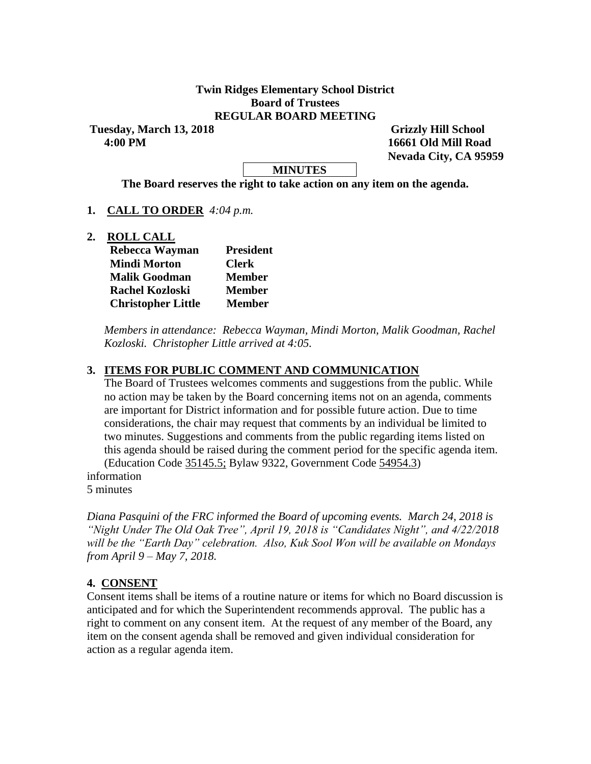**Twin Ridges Elementary School District**
**Board of Trustees**
**REGULAR BOARD MEETING**

**Tuesday, March 13, 2018** **Grizzly Hill School**
**4:00 PM** **16661 Old Mill Road**
**Nevada City, CA 95959**

**MINUTES**

**The Board reserves the right to take action on any item on the agenda.**

**1. CALL TO ORDER** *4:04 p.m.*

**2. ROLL CALL**

| | |
|---|---|
| **Rebecca Wayman** | **President** |
| **Mindi Morton** | **Clerk** |
| **Malik Goodman** | **Member** |
| **Rachel Kozloski** | **Member** |
| **Christopher Little** | **Member** |

*Members in attendance: Rebecca Wayman, Mindi Morton, Malik Goodman, Rachel Kozloski. Christopher Little arrived at 4:05.*

## 3. ITEMS FOR PUBLIC COMMENT AND COMMUNICATION

The Board of Trustees welcomes comments and suggestions from the public. While no action may be taken by the Board concerning items not on an agenda, comments are important for District information and for possible future action. Due to time considerations, the chair may request that comments by an individual be limited to two minutes. Suggestions and comments from the public regarding items listed on this agenda should be raised during the comment period for the specific agenda item. (Education Code 35145.5; Bylaw 9322, Government Code 54954.3)

information
5 minutes

*Diana Pasquini of the FRC informed the Board of upcoming events. March 24, 2018 is "Night Under The Old Oak Tree", April 19, 2018 is "Candidates Night", and 4/22/2018 will be the "Earth Day" celebration. Also, Kuk Sool Won will be available on Mondays from April 9 – May 7, 2018.*

## 4. CONSENT

Consent items shall be items of a routine nature or items for which no Board discussion is anticipated and for which the Superintendent recommends approval. The public has a right to comment on any consent item. At the request of any member of the Board, any item on the consent agenda shall be removed and given individual consideration for action as a regular agenda item.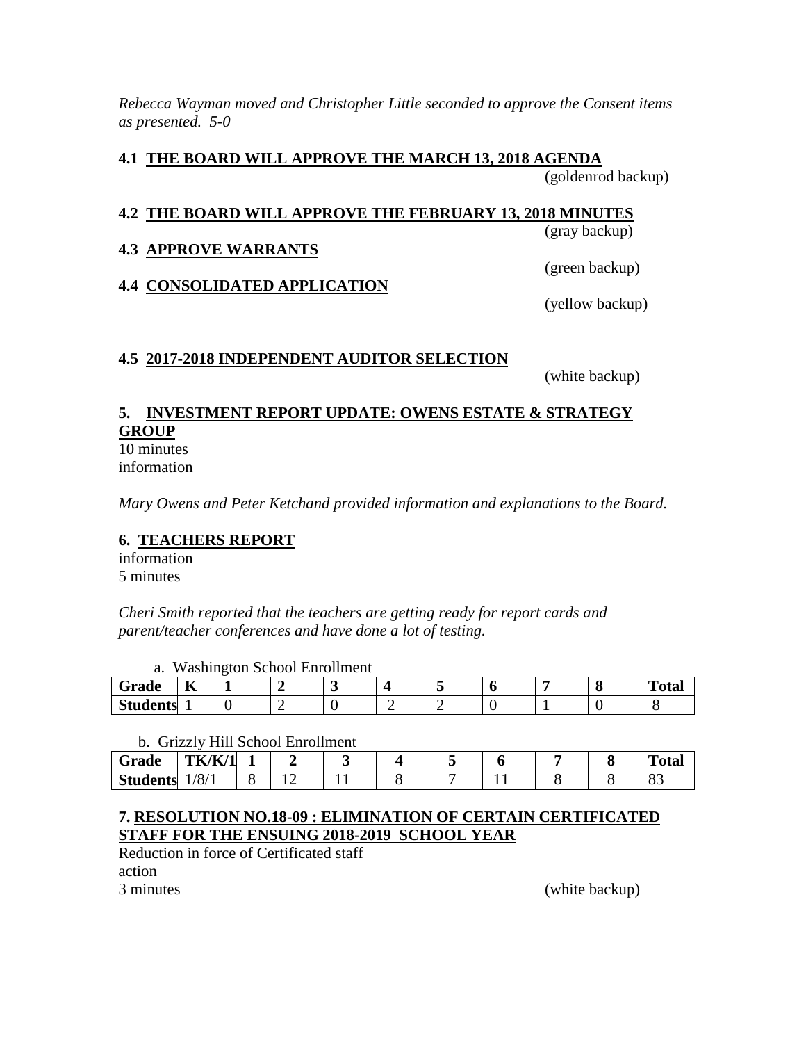*Rebecca Wayman moved and Christopher Little seconded to approve the Consent items as presented. 5-0*

**4.1 THE BOARD WILL APPROVE THE MARCH 13, 2018 AGENDA**

(goldenrod backup)

**4.2 THE BOARD WILL APPROVE THE FEBRUARY 13, 2018 MINUTES**

(gray backup)

**4.3 APPROVE WARRANTS**

(green backup)

**4.4 CONSOLIDATED APPLICATION**

(yellow backup)

**4.5 2017-2018 INDEPENDENT AUDITOR SELECTION**

(white backup)

**5. INVESTMENT REPORT UPDATE: OWENS ESTATE & STRATEGY GROUP**

10 minutes
information

*Mary Owens and Peter Ketchand provided information and explanations to the Board.*

**6. TEACHERS REPORT**

information
5 minutes

*Cheri Smith reported that the teachers are getting ready for report cards and parent/teacher conferences and have done a lot of testing.*

a. Washington School Enrollment

| Grade | K | 1 | 2 | 3 | 4 | 5 | 6 | 7 | 8 | Total |
|---|---|---|---|---|---|---|---|---|---|---|
| Students | 1 | 0 | 2 | 0 | 2 | 2 | 0 | 1 | 0 | 8 |

b. Grizzly Hill School Enrollment

| Grade | TK/K/1 | 1 | 2 | 3 | 4 | 5 | 6 | 7 | 8 | Total |
|---|---|---|---|---|---|---|---|---|---|---|
| Students | 1/8/1 | 8 | 12 | 11 | 8 | 7 | 11 | 8 | 8 | 83 |

**7. RESOLUTION NO.18-09 : ELIMINATION OF CERTAIN CERTIFICATED STAFF FOR THE ENSUING 2018-2019 SCHOOL YEAR**

Reduction in force of Certificated staff
action
3 minutes

(white backup)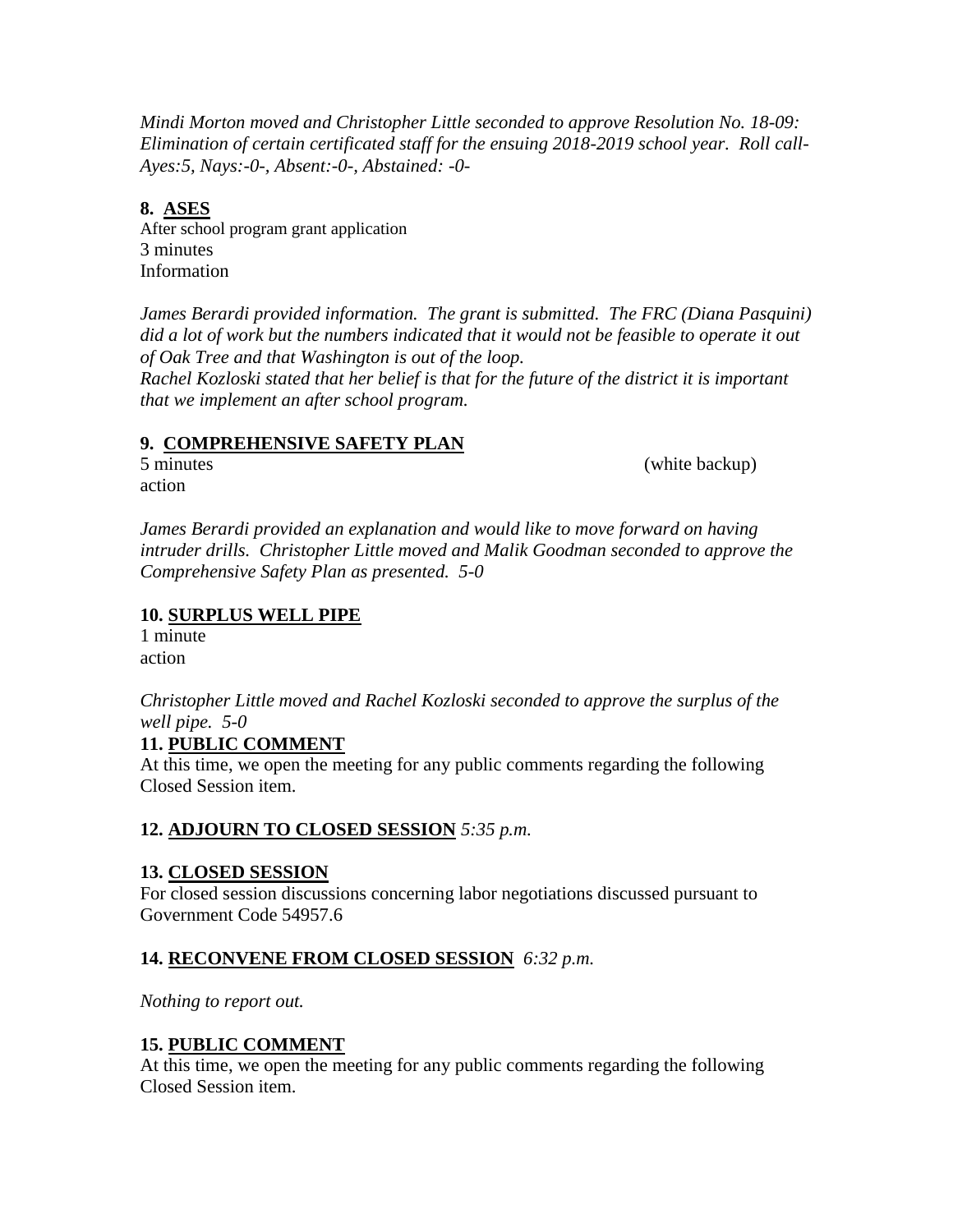*Mindi Morton moved and Christopher Little seconded to approve Resolution No. 18-09: Elimination of certain certificated staff for the ensuing 2018-2019 school year. Roll call- Ayes:5, Nays:-0-, Absent:-0-, Abstained: -0-*

**8. ASES**

After school program grant application
3 minutes
Information

*James Berardi provided information. The grant is submitted. The FRC (Diana Pasquini) did a lot of work but the numbers indicated that it would not be feasible to operate it out of Oak Tree and that Washington is out of the loop.*
*Rachel Kozloski stated that her belief is that for the future of the district it is important that we implement an after school program.*

**9. COMPREHENSIVE SAFETY PLAN**

5 minutes (white backup)
action

*James Berardi provided an explanation and would like to move forward on having intruder drills. Christopher Little moved and Malik Goodman seconded to approve the Comprehensive Safety Plan as presented. 5-0*

**10. SURPLUS WELL PIPE**

1 minute
action

*Christopher Little moved and Rachel Kozloski seconded to approve the surplus of the well pipe. 5-0*

**11. PUBLIC COMMENT**

At this time, we open the meeting for any public comments regarding the following Closed Session item.

**12. ADJOURN TO CLOSED SESSION** *5:35 p.m.*

**13. CLOSED SESSION**

For closed session discussions concerning labor negotiations discussed pursuant to Government Code 54957.6

**14. RECONVENE FROM CLOSED SESSION** *6:32 p.m.*

*Nothing to report out.*

**15. PUBLIC COMMENT**

At this time, we open the meeting for any public comments regarding the following Closed Session item.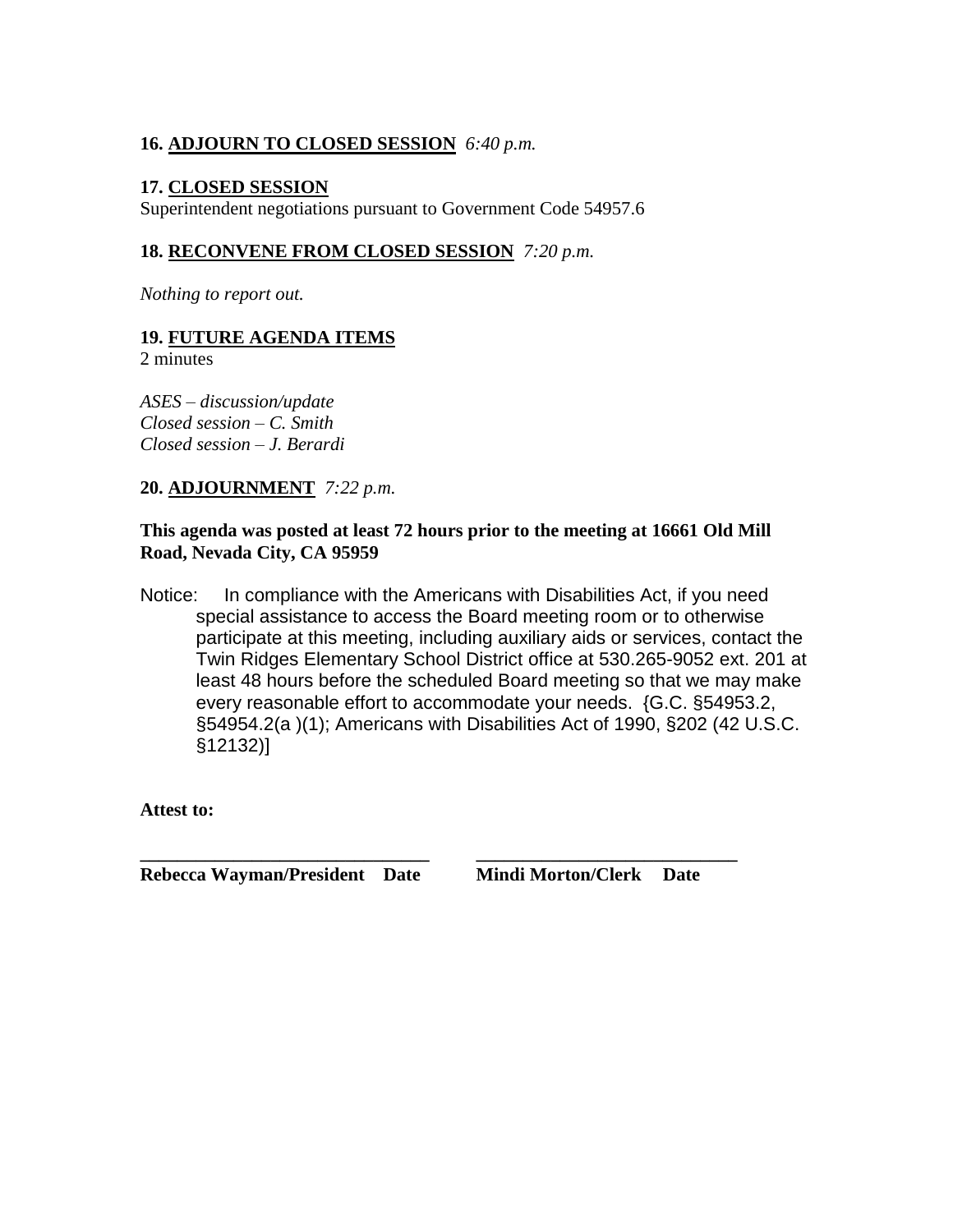**16. <u>ADJOURN TO CLOSED SESSION</u>** *6:40 p.m.*

**17. <u>CLOSED SESSION</u>**
Superintendent negotiations pursuant to Government Code 54957.6

**18. <u>RECONVENE FROM CLOSED SESSION</u>** *7:20 p.m.*

*Nothing to report out.*

**19. <u>FUTURE AGENDA ITEMS</u>**
2 minutes

*ASES – discussion/update*
*Closed session – C. Smith*
*Closed session – J. Berardi*

**20. <u>ADJOURNMENT</u>** *7:22 p.m.*

**This agenda was posted at least 72 hours prior to the meeting at 16661 Old Mill Road, Nevada City, CA 95959**

Notice: In compliance with the Americans with Disabilities Act, if you need special assistance to access the Board meeting room or to otherwise participate at this meeting, including auxiliary aids or services, contact the Twin Ridges Elementary School District office at 530.265-9052 ext. 201 at least 48 hours before the scheduled Board meeting so that we may make every reasonable effort to accommodate your needs. {G.C. §54953.2, §54954.2(a )(1); Americans with Disabilities Act of 1990, §202 (42 U.S.C. §12132)]

**Attest to:**

______________________________ ____________________________
**Rebecca Wayman/President Date** **Mindi Morton/Clerk Date**